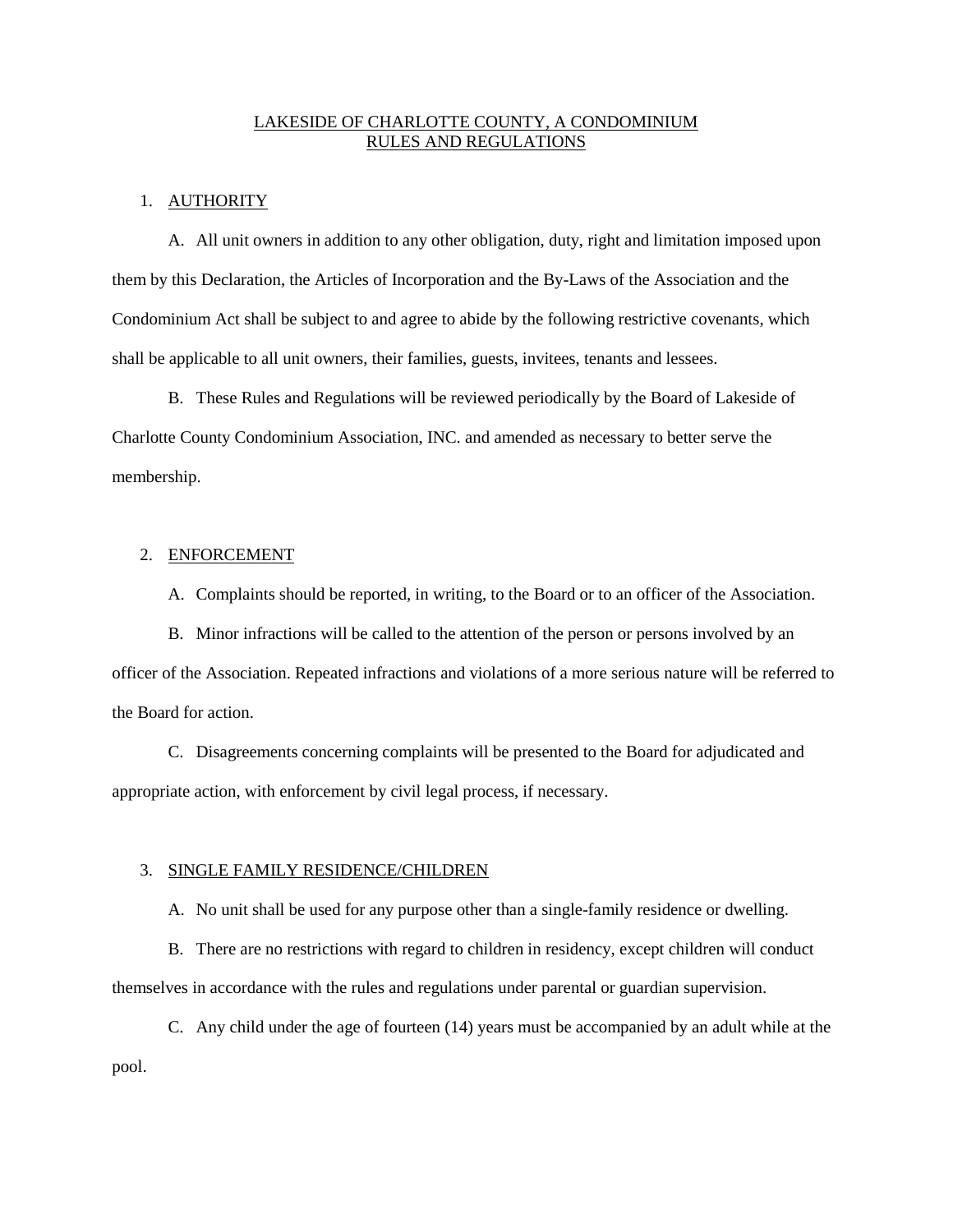# LAKESIDE OF CHARLOTTE COUNTY, A CONDOMINIUM
# RULES AND REGULATIONS

1. AUTHORITY

   A. All unit owners in addition to any other obligation, duty, right and limitation imposed upon them by this Declaration, the Articles of Incorporation and the By-Laws of the Association and the Condominium Act shall be subject to and agree to abide by the following restrictive covenants, which shall be applicable to all unit owners, their families, guests, invitees, tenants and lessees.

   B. These Rules and Regulations will be reviewed periodically by the Board of Lakeside of Charlotte County Condominium Association, INC. and amended as necessary to better serve the membership.

2. ENFORCEMENT

   A. Complaints should be reported, in writing, to the Board or to an officer of the Association.

   B. Minor infractions will be called to the attention of the person or persons involved by an officer of the Association. Repeated infractions and violations of a more serious nature will be referred to the Board for action.

   C. Disagreements concerning complaints will be presented to the Board for adjudicated and appropriate action, with enforcement by civil legal process, if necessary.

3. SINGLE FAMILY RESIDENCE/CHILDREN

   A. No unit shall be used for any purpose other than a single-family residence or dwelling.

   B. There are no restrictions with regard to children in residency, except children will conduct themselves in accordance with the rules and regulations under parental or guardian supervision.

   C. Any child under the age of fourteen (14) years must be accompanied by an adult while at the pool.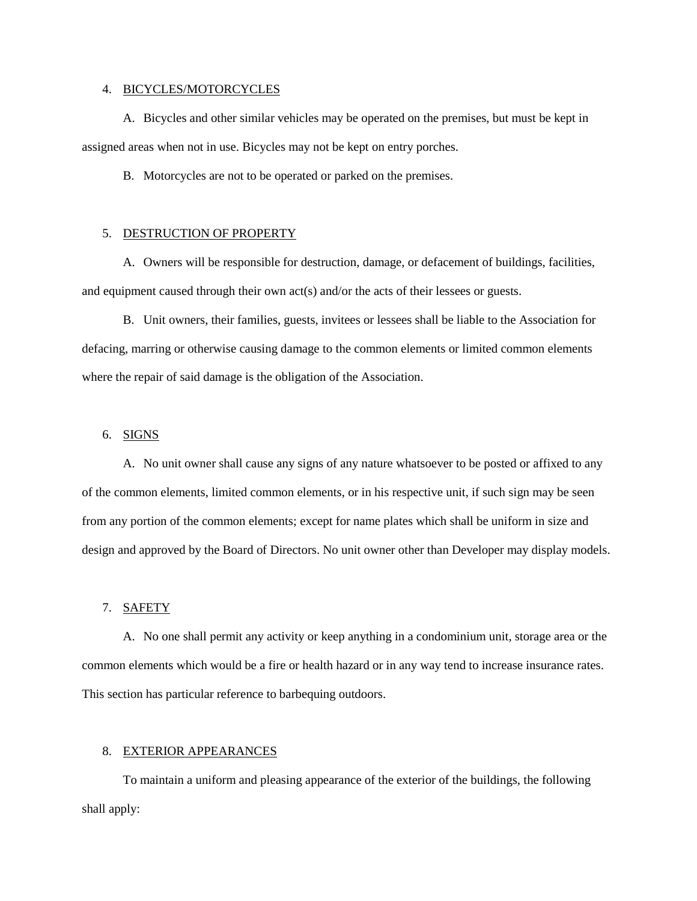## 4. BICYCLES/MOTORCYCLES

A. Bicycles and other similar vehicles may be operated on the premises, but must be kept in assigned areas when not in use. Bicycles may not be kept on entry porches.

B. Motorcycles are not to be operated or parked on the premises.

## 5. DESTRUCTION OF PROPERTY

A. Owners will be responsible for destruction, damage, or defacement of buildings, facilities, and equipment caused through their own act(s) and/or the acts of their lessees or guests.

B. Unit owners, their families, guests, invitees or lessees shall be liable to the Association for defacing, marring or otherwise causing damage to the common elements or limited common elements where the repair of said damage is the obligation of the Association.

## 6. SIGNS

A. No unit owner shall cause any signs of any nature whatsoever to be posted or affixed to any of the common elements, limited common elements, or in his respective unit, if such sign may be seen from any portion of the common elements; except for name plates which shall be uniform in size and design and approved by the Board of Directors. No unit owner other than Developer may display models.

## 7. SAFETY

A. No one shall permit any activity or keep anything in a condominium unit, storage area or the common elements which would be a fire or health hazard or in any way tend to increase insurance rates. This section has particular reference to barbequing outdoors.

## 8. EXTERIOR APPEARANCES

To maintain a uniform and pleasing appearance of the exterior of the buildings, the following shall apply: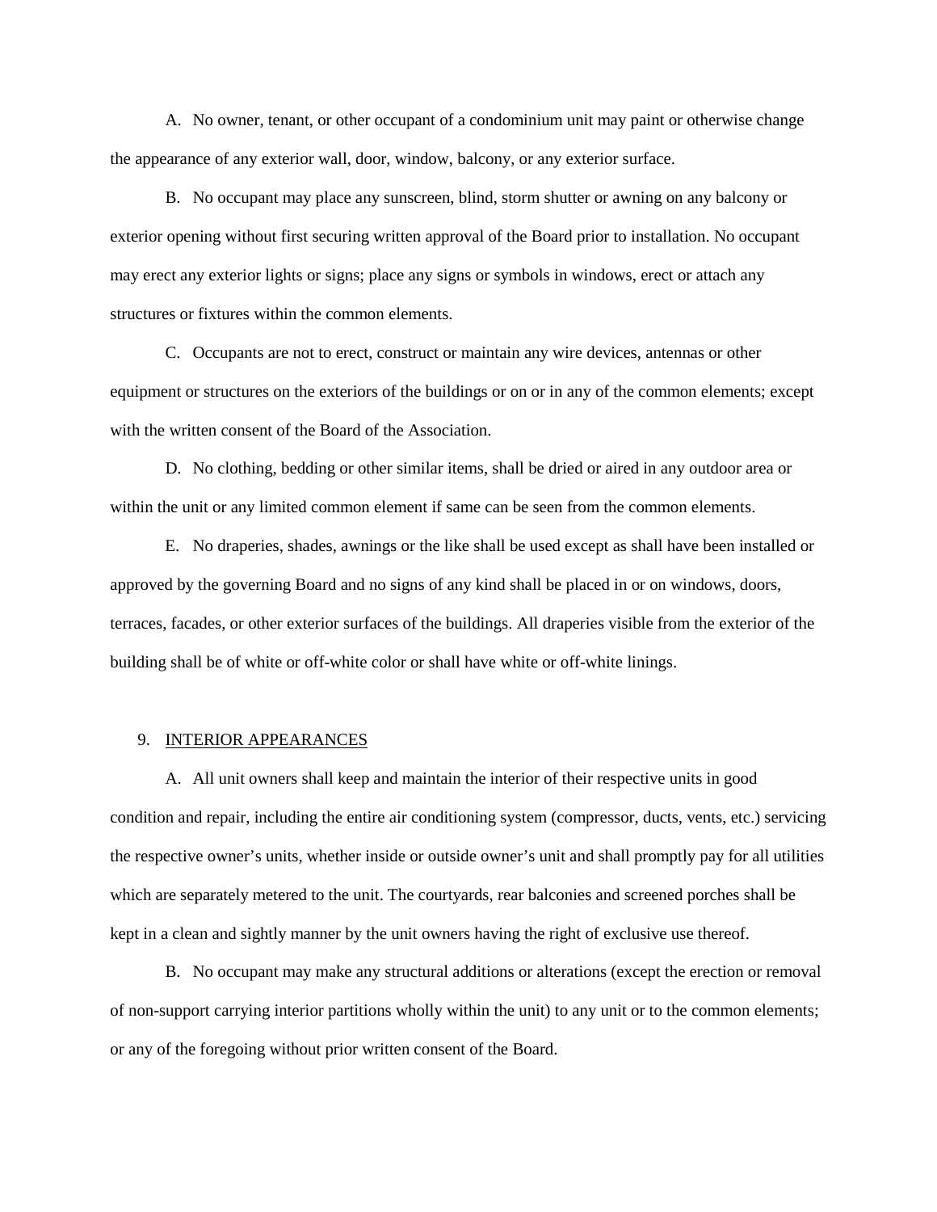A. No owner, tenant, or other occupant of a condominium unit may paint or otherwise change the appearance of any exterior wall, door, window, balcony, or any exterior surface.

B. No occupant may place any sunscreen, blind, storm shutter or awning on any balcony or exterior opening without first securing written approval of the Board prior to installation. No occupant may erect any exterior lights or signs; place any signs or symbols in windows, erect or attach any structures or fixtures within the common elements.

C. Occupants are not to erect, construct or maintain any wire devices, antennas or other equipment or structures on the exteriors of the buildings or on or in any of the common elements; except with the written consent of the Board of the Association.

D. No clothing, bedding or other similar items, shall be dried or aired in any outdoor area or within the unit or any limited common element if same can be seen from the common elements.

E. No draperies, shades, awnings or the like shall be used except as shall have been installed or approved by the governing Board and no signs of any kind shall be placed in or on windows, doors, terraces, facades, or other exterior surfaces of the buildings. All draperies visible from the exterior of the building shall be of white or off-white color or shall have white or off-white linings.

## 9. <u>INTERIOR APPEARANCES</u>

A. All unit owners shall keep and maintain the interior of their respective units in good condition and repair, including the entire air conditioning system (compressor, ducts, vents, etc.) servicing the respective owner's units, whether inside or outside owner's unit and shall promptly pay for all utilities which are separately metered to the unit. The courtyards, rear balconies and screened porches shall be kept in a clean and sightly manner by the unit owners having the right of exclusive use thereof.

B. No occupant may make any structural additions or alterations (except the erection or removal of non-support carrying interior partitions wholly within the unit) to any unit or to the common elements; or any of the foregoing without prior written consent of the Board.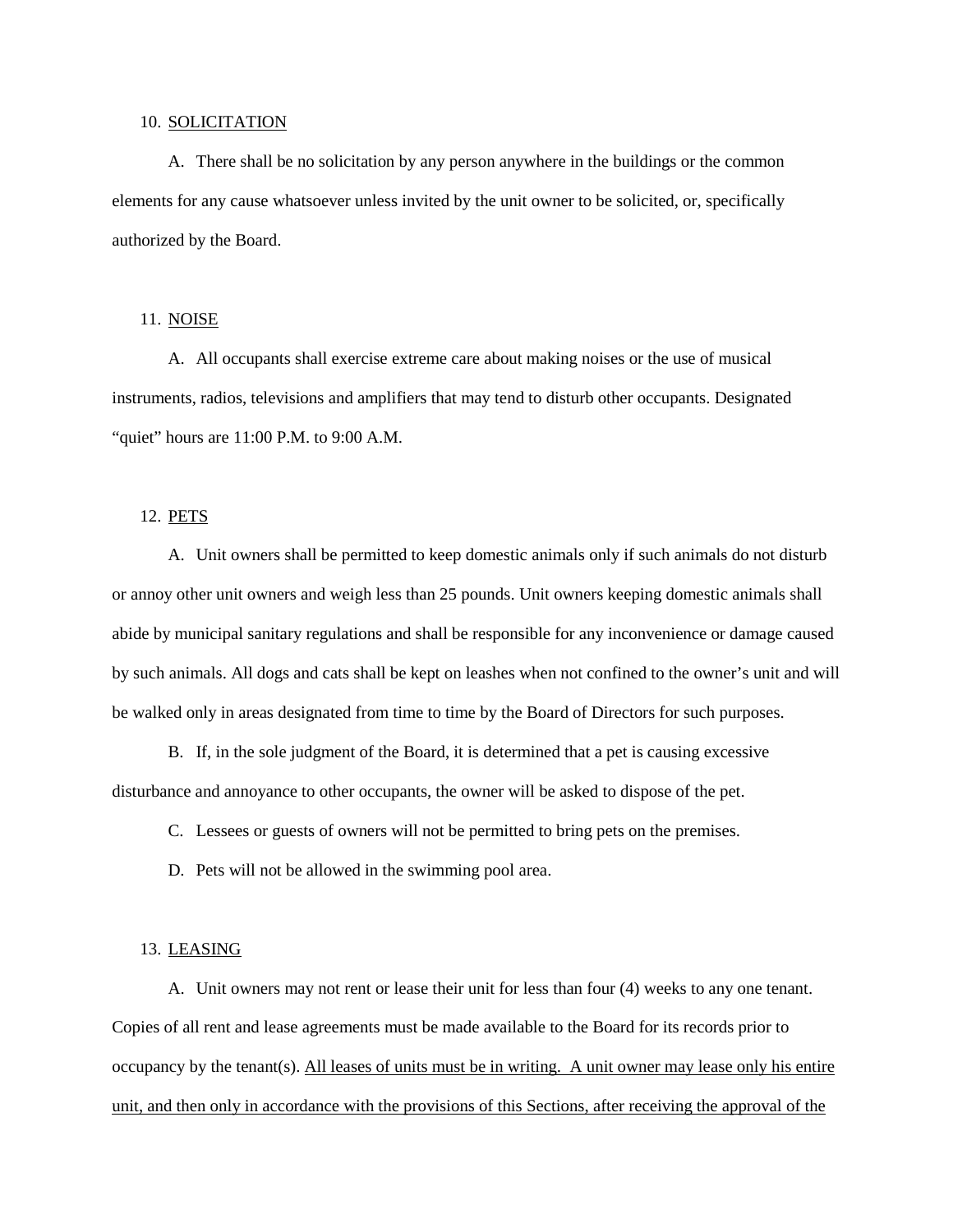10. <u>SOLICITATION</u>

A. There shall be no solicitation by any person anywhere in the buildings or the common elements for any cause whatsoever unless invited by the unit owner to be solicited, or, specifically authorized by the Board.

11. <u>NOISE</u>

A. All occupants shall exercise extreme care about making noises or the use of musical instruments, radios, televisions and amplifiers that may tend to disturb other occupants. Designated "quiet" hours are 11:00 P.M. to 9:00 A.M.

12. <u>PETS</u>

A. Unit owners shall be permitted to keep domestic animals only if such animals do not disturb or annoy other unit owners and weigh less than 25 pounds. Unit owners keeping domestic animals shall abide by municipal sanitary regulations and shall be responsible for any inconvenience or damage caused by such animals. All dogs and cats shall be kept on leashes when not confined to the owner's unit and will be walked only in areas designated from time to time by the Board of Directors for such purposes.

B. If, in the sole judgment of the Board, it is determined that a pet is causing excessive disturbance and annoyance to other occupants, the owner will be asked to dispose of the pet.

C. Lessees or guests of owners will not be permitted to bring pets on the premises.

D. Pets will not be allowed in the swimming pool area.

13. <u>LEASING</u>

A. Unit owners may not rent or lease their unit for less than four (4) weeks to any one tenant. Copies of all rent and lease agreements must be made available to the Board for its records prior to occupancy by the tenant(s). <u>All leases of units must be in writing. A unit owner may lease only his entire unit, and then only in accordance with the provisions of this Sections, after receiving the approval of the</u>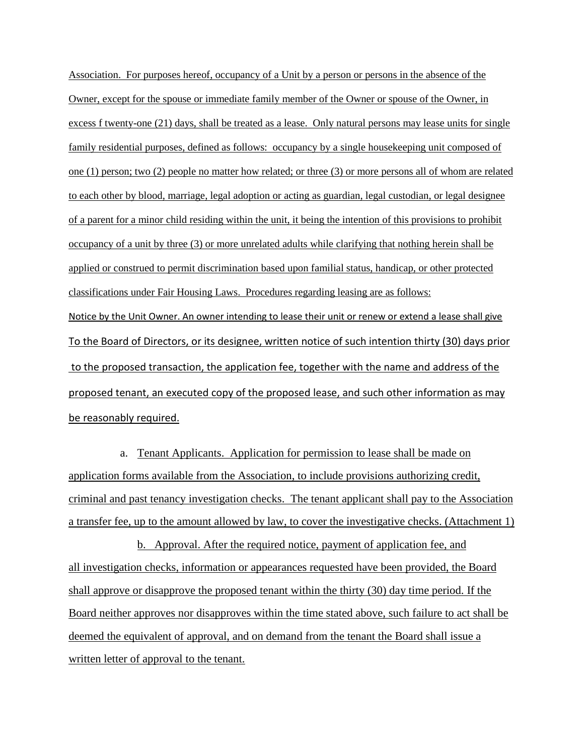Association. For purposes hereof, occupancy of a Unit by a person or persons in the absence of the Owner, except for the spouse or immediate family member of the Owner or spouse of the Owner, in excess f twenty-one (21) days, shall be treated as a lease. Only natural persons may lease units for single family residential purposes, defined as follows: occupancy by a single housekeeping unit composed of one (1) person; two (2) people no matter how related; or three (3) or more persons all of whom are related to each other by blood, marriage, legal adoption or acting as guardian, legal custodian, or legal designee of a parent for a minor child residing within the unit, it being the intention of this provisions to prohibit occupancy of a unit by three (3) or more unrelated adults while clarifying that nothing herein shall be applied or construed to permit discrimination based upon familial status, handicap, or other protected classifications under Fair Housing Laws. Procedures regarding leasing are as follows:

Notice by the Unit Owner. An owner intending to lease their unit or renew or extend a lease shall give To the Board of Directors, or its designee, written notice of such intention thirty (30) days prior to the proposed transaction, the application fee, together with the name and address of the proposed tenant, an executed copy of the proposed lease, and such other information as may be reasonably required.

a. Tenant Applicants. Application for permission to lease shall be made on application forms available from the Association, to include provisions authorizing credit, criminal and past tenancy investigation checks. The tenant applicant shall pay to the Association a transfer fee, up to the amount allowed by law, to cover the investigative checks. (Attachment 1)

b. Approval. After the required notice, payment of application fee, and all investigation checks, information or appearances requested have been provided, the Board shall approve or disapprove the proposed tenant within the thirty (30) day time period. If the Board neither approves nor disapproves within the time stated above, such failure to act shall be deemed the equivalent of approval, and on demand from the tenant the Board shall issue a written letter of approval to the tenant.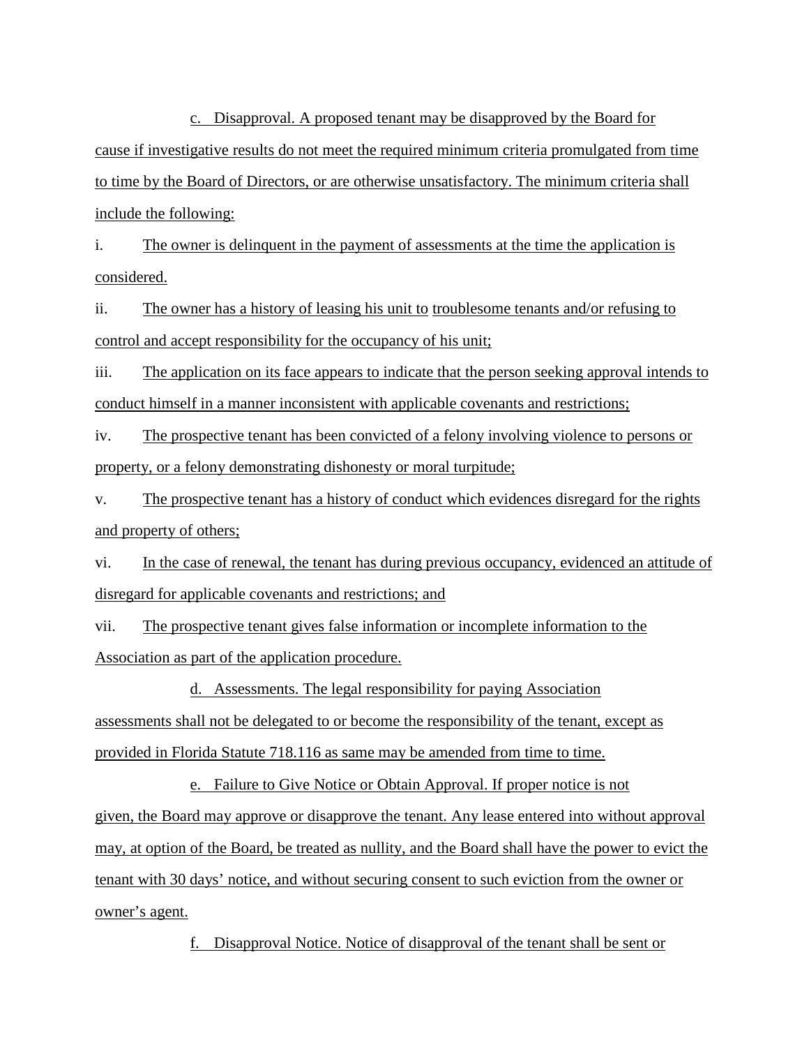c. Disapproval. A proposed tenant may be disapproved by the Board for cause if investigative results do not meet the required minimum criteria promulgated from time to time by the Board of Directors, or are otherwise unsatisfactory. The minimum criteria shall include the following:

i. The owner is delinquent in the payment of assessments at the time the application is considered.

ii. The owner has a history of leasing his unit to troublesome tenants and/or refusing to control and accept responsibility for the occupancy of his unit;

iii. The application on its face appears to indicate that the person seeking approval intends to conduct himself in a manner inconsistent with applicable covenants and restrictions;

iv. The prospective tenant has been convicted of a felony involving violence to persons or property, or a felony demonstrating dishonesty or moral turpitude;

v. The prospective tenant has a history of conduct which evidences disregard for the rights and property of others;

vi. In the case of renewal, the tenant has during previous occupancy, evidenced an attitude of disregard for applicable covenants and restrictions; and

vii. The prospective tenant gives false information or incomplete information to the Association as part of the application procedure.

d. Assessments. The legal responsibility for paying Association assessments shall not be delegated to or become the responsibility of the tenant, except as provided in Florida Statute 718.116 as same may be amended from time to time.

e. Failure to Give Notice or Obtain Approval. If proper notice is not given, the Board may approve or disapprove the tenant. Any lease entered into without approval may, at option of the Board, be treated as nullity, and the Board shall have the power to evict the tenant with 30 days' notice, and without securing consent to such eviction from the owner or owner's agent.

f. Disapproval Notice. Notice of disapproval of the tenant shall be sent or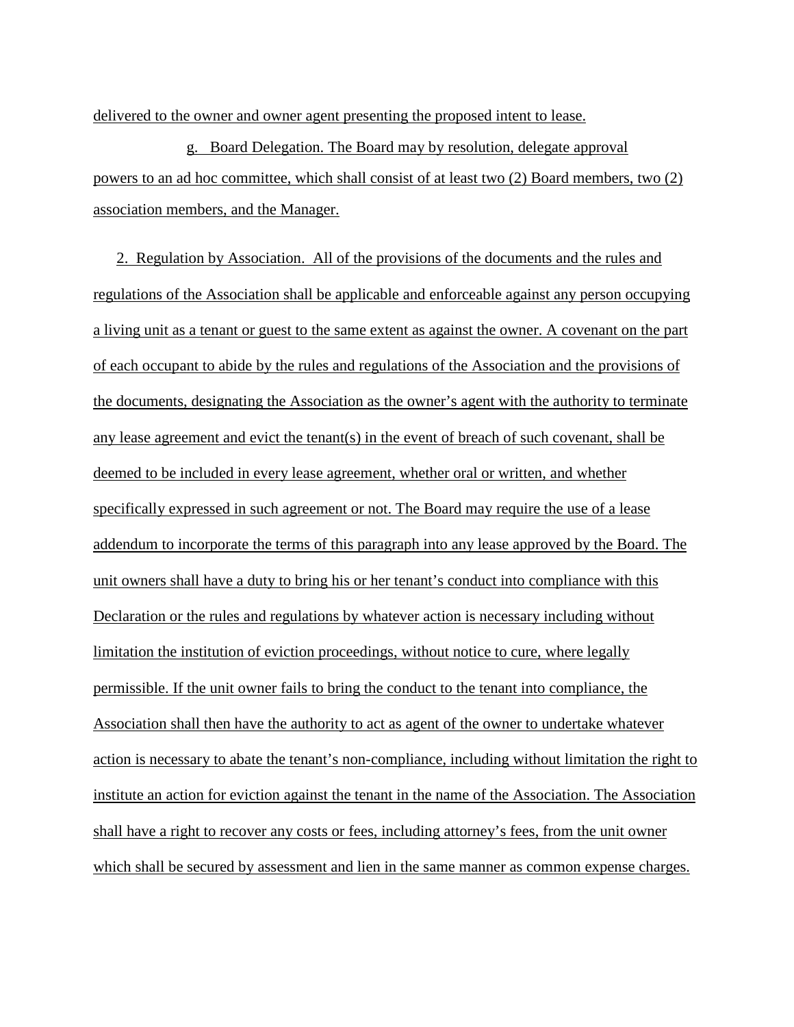delivered to the owner and owner agent presenting the proposed intent to lease.

g. Board Delegation. The Board may by resolution, delegate approval powers to an ad hoc committee, which shall consist of at least two (2) Board members, two (2) association members, and the Manager.

2. Regulation by Association. All of the provisions of the documents and the rules and regulations of the Association shall be applicable and enforceable against any person occupying a living unit as a tenant or guest to the same extent as against the owner. A covenant on the part of each occupant to abide by the rules and regulations of the Association and the provisions of the documents, designating the Association as the owner's agent with the authority to terminate any lease agreement and evict the tenant(s) in the event of breach of such covenant, shall be deemed to be included in every lease agreement, whether oral or written, and whether specifically expressed in such agreement or not. The Board may require the use of a lease addendum to incorporate the terms of this paragraph into any lease approved by the Board. The unit owners shall have a duty to bring his or her tenant's conduct into compliance with this Declaration or the rules and regulations by whatever action is necessary including without limitation the institution of eviction proceedings, without notice to cure, where legally permissible. If the unit owner fails to bring the conduct to the tenant into compliance, the Association shall then have the authority to act as agent of the owner to undertake whatever action is necessary to abate the tenant's non-compliance, including without limitation the right to institute an action for eviction against the tenant in the name of the Association. The Association shall have a right to recover any costs or fees, including attorney's fees, from the unit owner which shall be secured by assessment and lien in the same manner as common expense charges.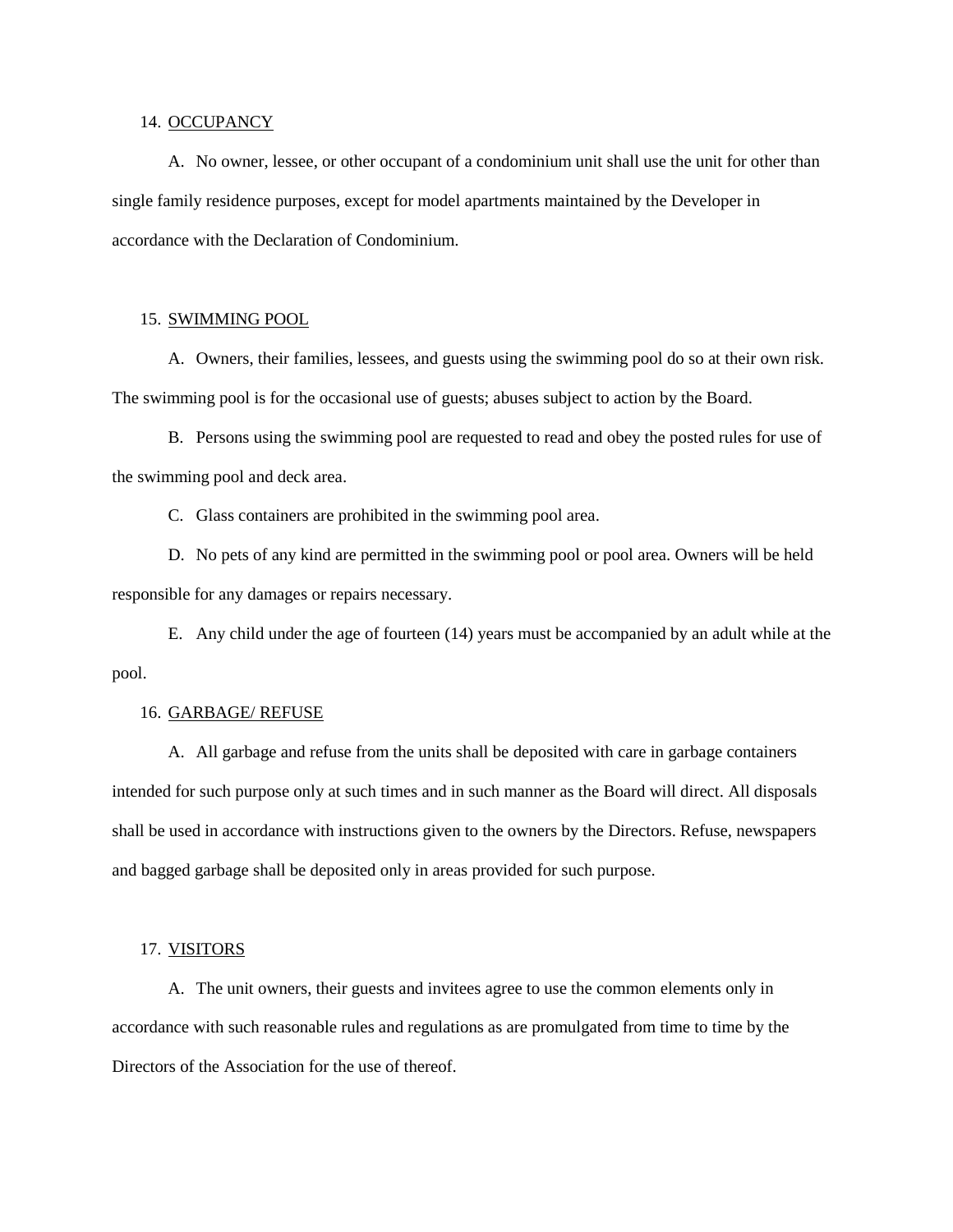14. <u>OCCUPANCY</u>

A. No owner, lessee, or other occupant of a condominium unit shall use the unit for other than single family residence purposes, except for model apartments maintained by the Developer in accordance with the Declaration of Condominium.

15. <u>SWIMMING POOL</u>

A. Owners, their families, lessees, and guests using the swimming pool do so at their own risk. The swimming pool is for the occasional use of guests; abuses subject to action by the Board.

B. Persons using the swimming pool are requested to read and obey the posted rules for use of the swimming pool and deck area.

C. Glass containers are prohibited in the swimming pool area.

D. No pets of any kind are permitted in the swimming pool or pool area. Owners will be held responsible for any damages or repairs necessary.

E. Any child under the age of fourteen (14) years must be accompanied by an adult while at the pool.

16. <u>GARBAGE/ REFUSE</u>

A. All garbage and refuse from the units shall be deposited with care in garbage containers intended for such purpose only at such times and in such manner as the Board will direct. All disposals shall be used in accordance with instructions given to the owners by the Directors. Refuse, newspapers and bagged garbage shall be deposited only in areas provided for such purpose.

17. <u>VISITORS</u>

A. The unit owners, their guests and invitees agree to use the common elements only in accordance with such reasonable rules and regulations as are promulgated from time to time by the Directors of the Association for the use of thereof.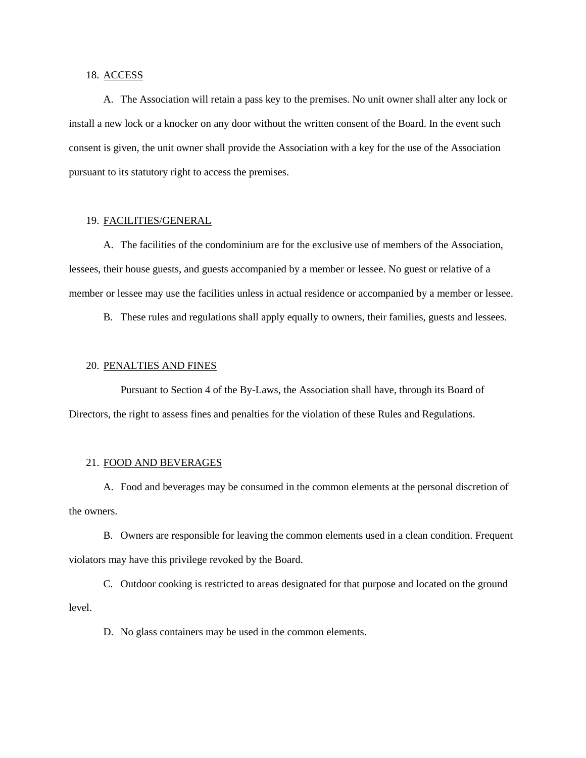18. ACCESS

A. The Association will retain a pass key to the premises. No unit owner shall alter any lock or install a new lock or a knocker on any door without the written consent of the Board. In the event such consent is given, the unit owner shall provide the Association with a key for the use of the Association pursuant to its statutory right to access the premises.

19. FACILITIES/GENERAL

A. The facilities of the condominium are for the exclusive use of members of the Association, lessees, their house guests, and guests accompanied by a member or lessee. No guest or relative of a member or lessee may use the facilities unless in actual residence or accompanied by a member or lessee.

B. These rules and regulations shall apply equally to owners, their families, guests and lessees.

20. PENALTIES AND FINES

Pursuant to Section 4 of the By-Laws, the Association shall have, through its Board of Directors, the right to assess fines and penalties for the violation of these Rules and Regulations.

21. FOOD AND BEVERAGES

A. Food and beverages may be consumed in the common elements at the personal discretion of the owners.

B. Owners are responsible for leaving the common elements used in a clean condition. Frequent violators may have this privilege revoked by the Board.

C. Outdoor cooking is restricted to areas designated for that purpose and located on the ground level.

D. No glass containers may be used in the common elements.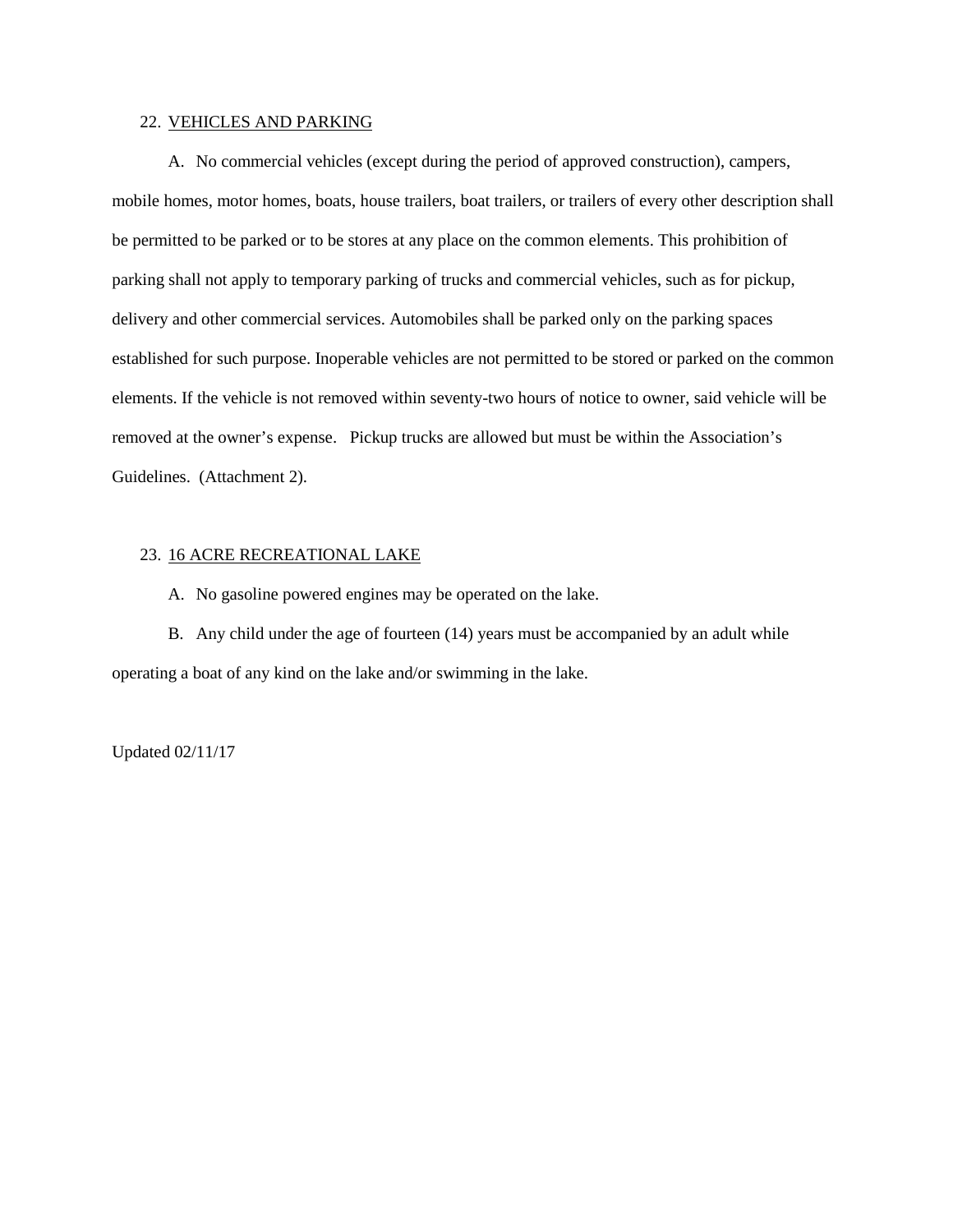22. <u>VEHICLES AND PARKING</u>

A. No commercial vehicles (except during the period of approved construction), campers, mobile homes, motor homes, boats, house trailers, boat trailers, or trailers of every other description shall be permitted to be parked or to be stores at any place on the common elements. This prohibition of parking shall not apply to temporary parking of trucks and commercial vehicles, such as for pickup, delivery and other commercial services. Automobiles shall be parked only on the parking spaces established for such purpose. Inoperable vehicles are not permitted to be stored or parked on the common elements. If the vehicle is not removed within seventy-two hours of notice to owner, said vehicle will be removed at the owner's expense. Pickup trucks are allowed but must be within the Association's Guidelines. (Attachment 2).

23. <u>16 ACRE RECREATIONAL LAKE</u>

A. No gasoline powered engines may be operated on the lake.

B. Any child under the age of fourteen (14) years must be accompanied by an adult while operating a boat of any kind on the lake and/or swimming in the lake.

Updated 02/11/17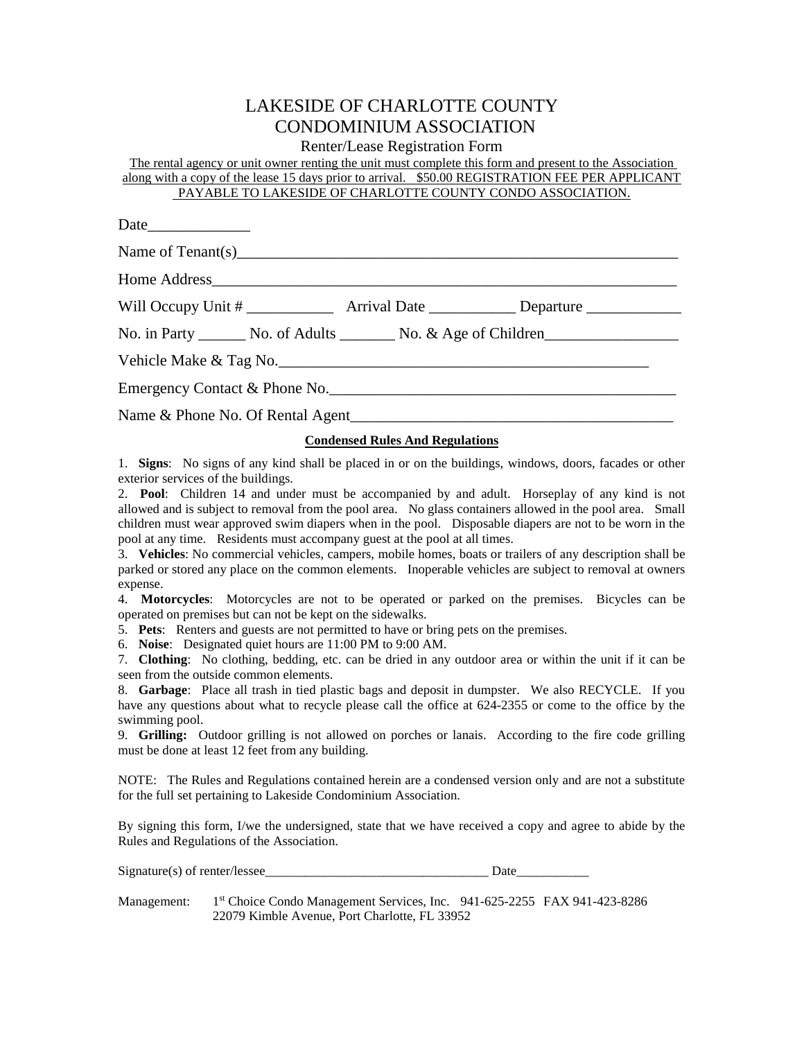# LAKESIDE OF CHARLOTTE COUNTY CONDOMINIUM ASSOCIATION

## Renter/Lease Registration Form

The rental agency or unit owner renting the unit must complete this form and present to the Association along with a copy of the lease 15 days prior to arrival. $50.00 REGISTRATION FEE PER APPLICANT PAYABLE TO LAKESIDE OF CHARLOTTE COUNTY CONDO ASSOCIATION.

Date_____________

Name of Tenant(s)_______________________________________________________

Home Address__________________________________________________________

Will Occupy Unit # ___________ Arrival Date ___________ Departure ____________

No. in Party ______ No. of Adults _______ No. & Age of Children_________________

Vehicle Make & Tag No.______________________________________________

Emergency Contact & Phone No._________________________________________

Name & Phone No. Of Rental Agent_______________________________________

**Condensed Rules And Regulations**

1. **Signs**: No signs of any kind shall be placed in or on the buildings, windows, doors, facades or other exterior services of the buildings.
2. **Pool**: Children 14 and under must be accompanied by and adult. Horseplay of any kind is not allowed and is subject to removal from the pool area. No glass containers allowed in the pool area. Small children must wear approved swim diapers when in the pool. Disposable diapers are not to be worn in the pool at any time. Residents must accompany guest at the pool at all times.
3. **Vehicles**: No commercial vehicles, campers, mobile homes, boats or trailers of any description shall be parked or stored any place on the common elements. Inoperable vehicles are subject to removal at owners expense.
4. **Motorcycles**: Motorcycles are not to be operated or parked on the premises. Bicycles can be operated on premises but can not be kept on the sidewalks.
5. **Pets**: Renters and guests are not permitted to have or bring pets on the premises.
6. **Noise**: Designated quiet hours are 11:00 PM to 9:00 AM.
7. **Clothing**: No clothing, bedding, etc. can be dried in any outdoor area or within the unit if it can be seen from the outside common elements.
8. **Garbage**: Place all trash in tied plastic bags and deposit in dumpster. We also RECYCLE. If you have any questions about what to recycle please call the office at 624-2355 or come to the office by the swimming pool.
9. **Grilling:** Outdoor grilling is not allowed on porches or lanais. According to the fire code grilling must be done at least 12 feet from any building.

NOTE: The Rules and Regulations contained herein are a condensed version only and are not a substitute for the full set pertaining to Lakeside Condominium Association.

By signing this form, I/we the undersigned, state that we have received a copy and agree to abide by the Rules and Regulations of the Association.

Signature(s) of renter/lessee__________________________________ Date___________

Management: 1st Choice Condo Management Services, Inc. 941-625-2255 FAX 941-423-8286
22079 Kimble Avenue, Port Charlotte, FL 33952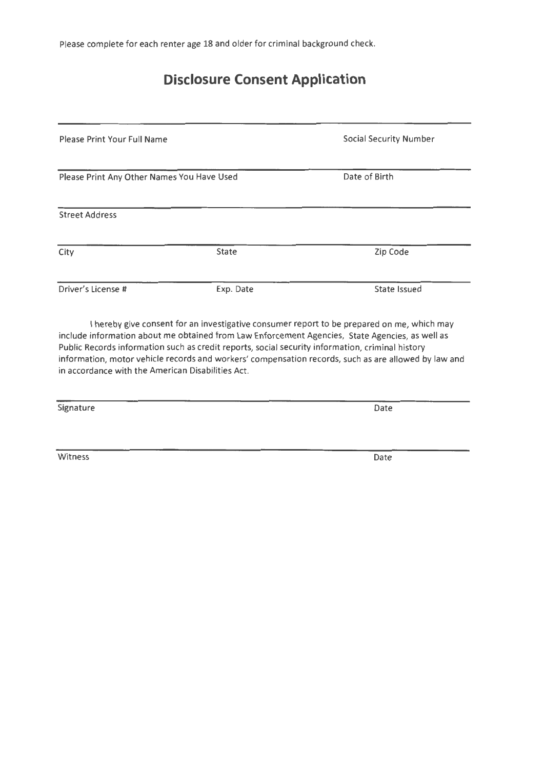Please complete for each renter age 18 and older for criminal background check.

# Disclosure Consent Application

Please Print Your Full Name | Social Security Number

Please Print Any Other Names You Have Used | Date of Birth

Street Address

City | State | Zip Code

Driver's License # | Exp. Date | State Issued

I hereby give consent for an investigative consumer report to be prepared on me, which may include information about me obtained from Law Enforcement Agencies, State Agencies, as well as Public Records information such as credit reports, social security information, criminal history information, motor vehicle records and workers' compensation records, such as are allowed by law and in accordance with the American Disabilities Act.

Signature | Date

Witness | Date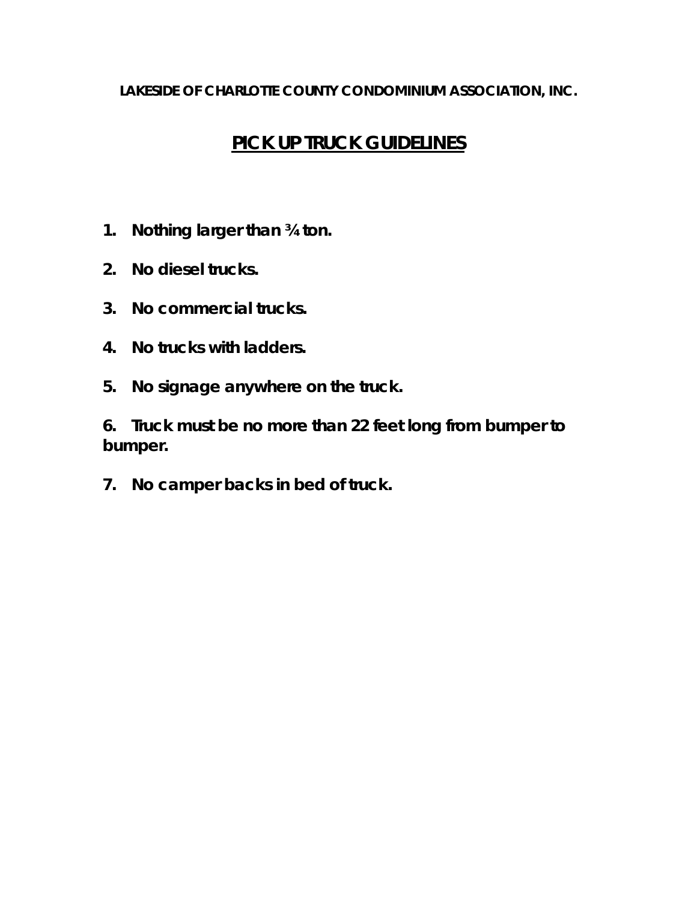**LAKESIDE OF CHARLOTTE COUNTY CONDOMINIUM ASSOCIATION, INC.**

# PICK UP TRUCK GUIDELINES

1. **Nothing larger than ¾ ton.**

2. **No diesel trucks.**

3. **No commercial trucks.**

4. **No trucks with ladders.**

5. **No signage anywhere on the truck.**

6. **Truck must be no more than 22 feet long from bumper to bumper.**

7. **No camper backs in bed of truck.**